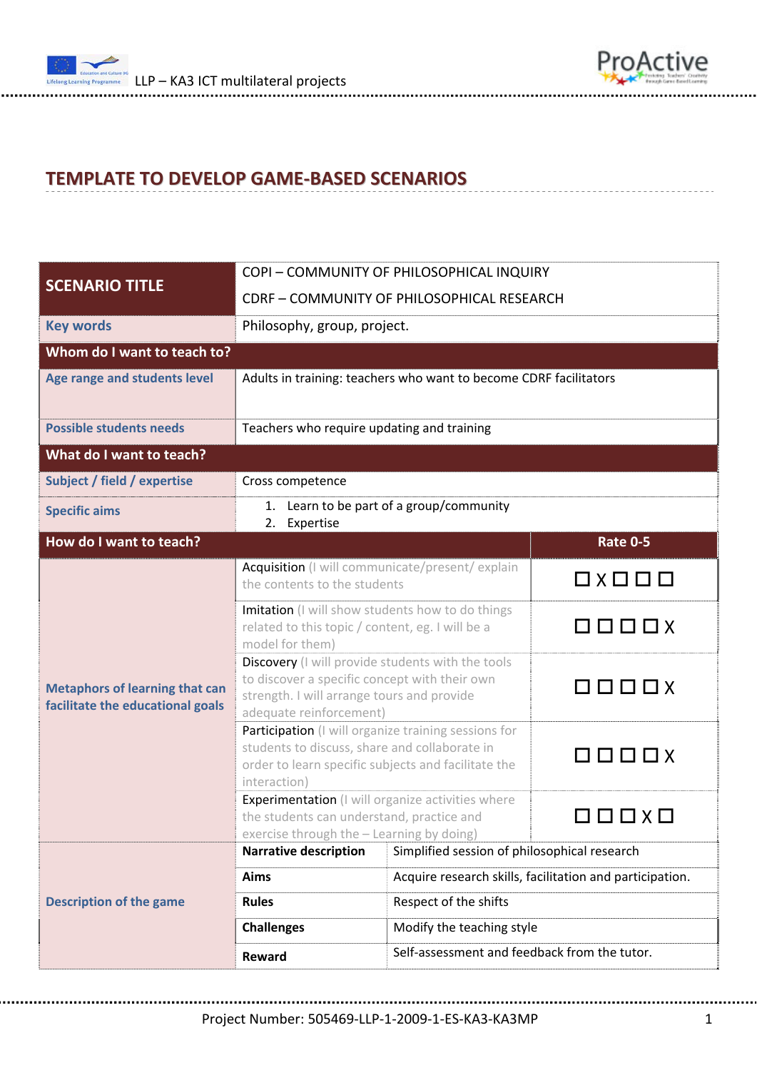## TEMPLATE TO DEVELOP GAME-BASED SCENARIOS

| **SCENARIO TITLE** | COPI – COMMUNITY OF PHILOSOPHICAL INQUIRY<br>CDRF – COMMUNITY OF PHILOSOPHICAL RESEARCH | | |
|---|---|---|---|
| **Key words** | Philosophy, group, project. | | |
| **Whom do I want to teach to?** | | | |
| **Age range and students level** | Adults in training: teachers who want to become CDRF facilitators | | |
| **Possible students needs** | Teachers who require updating and training | | |
| **What do I want to teach?** | | | |
| **Subject / field / expertise** | Cross competence | | |
| **Specific aims** | 1. Learn to be part of a group/community<br>2. Expertise | | |
| **How do I want to teach?** | | | **Rate 0-5** |
| **Metaphors of learning that can facilitate the educational goals** | Acquisition (I will communicate/present/ explain the contents to the students | | ☐ X ☐ ☐ ☐ |
| | Imitation (I will show students how to do things related to this topic / content, eg. I will be a model for them) | | ☐ ☐ ☐ ☐ X |
| | Discovery (I will provide students with the tools to discover a specific concept with their own strength. I will arrange tours and provide adequate reinforcement) | | ☐ ☐ ☐ ☐ X |
| | Participation (I will organize training sessions for students to discuss, share and collaborate in order to learn specific subjects and facilitate the interaction) | | ☐ ☐ ☐ ☐ X |
| | Experimentation (I will organize activities where the students can understand, practice and exercise through the – Learning by doing) | | ☐ ☐ ☐ X ☐ |
| **Description of the game** | **Narrative description** | Simplified session of philosophical research | |
| | **Aims** | Acquire research skills, facilitation and participation. | |
| | **Rules** | Respect of the shifts | |
| | **Challenges** | Modify the teaching style | |
| | **Reward** | Self-assessment and feedback from the tutor. | |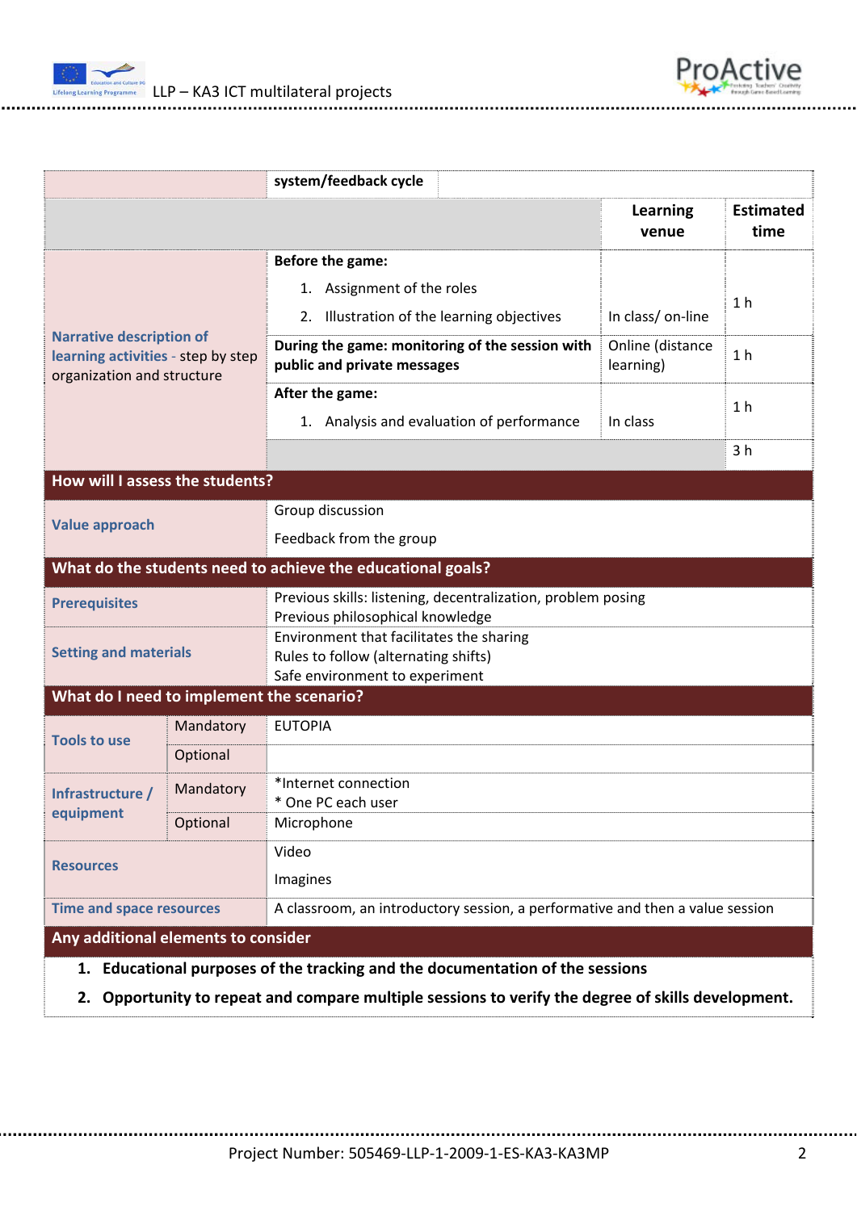| | | | |
|---|---|---|---|
| | **system/feedback cycle** | | |
| | | **Learning venue** | **Estimated time** |
| **Narrative description of learning activities** - step by step organization and structure | **Before the game:**<br>1. Assignment of the roles<br>2. Illustration of the learning objectives | In class/ on-line | 1 h |
| | **During the game: monitoring of the session with public and private messages** | Online (distance learning) | 1 h |
| | **After the game:**<br>1. Analysis and evaluation of performance | In class | 1 h |
| | | | 3 h |

**How will I assess the students?**

| | |
|---|---|
| **Value approach** | Group discussion<br>Feedback from the group |

**What do the students need to achieve the educational goals?**

| | |
|---|---|
| **Prerequisites** | Previous skills: listening, decentralization, problem posing<br>Previous philosophical knowledge |
| **Setting and materials** | Environment that facilitates the sharing<br>Rules to follow (alternating shifts)<br>Safe environment to experiment |

**What do I need to implement the scenario?**

| | | |
|---|---|---|
| **Tools to use** | Mandatory | EUTOPIA |
| | Optional | |
| **Infrastructure / equipment** | Mandatory | *Internet connection<br>* One PC each user |
| | Optional | Microphone |
| **Resources** | | Video<br>Imagines |
| **Time and space resources** | | A classroom, an introductory session, a performative and then a value session |

**Any additional elements to consider**

1. **Educational purposes of the tracking and the documentation of the sessions**
2. **Opportunity to repeat and compare multiple sessions to verify the degree of skills development.**